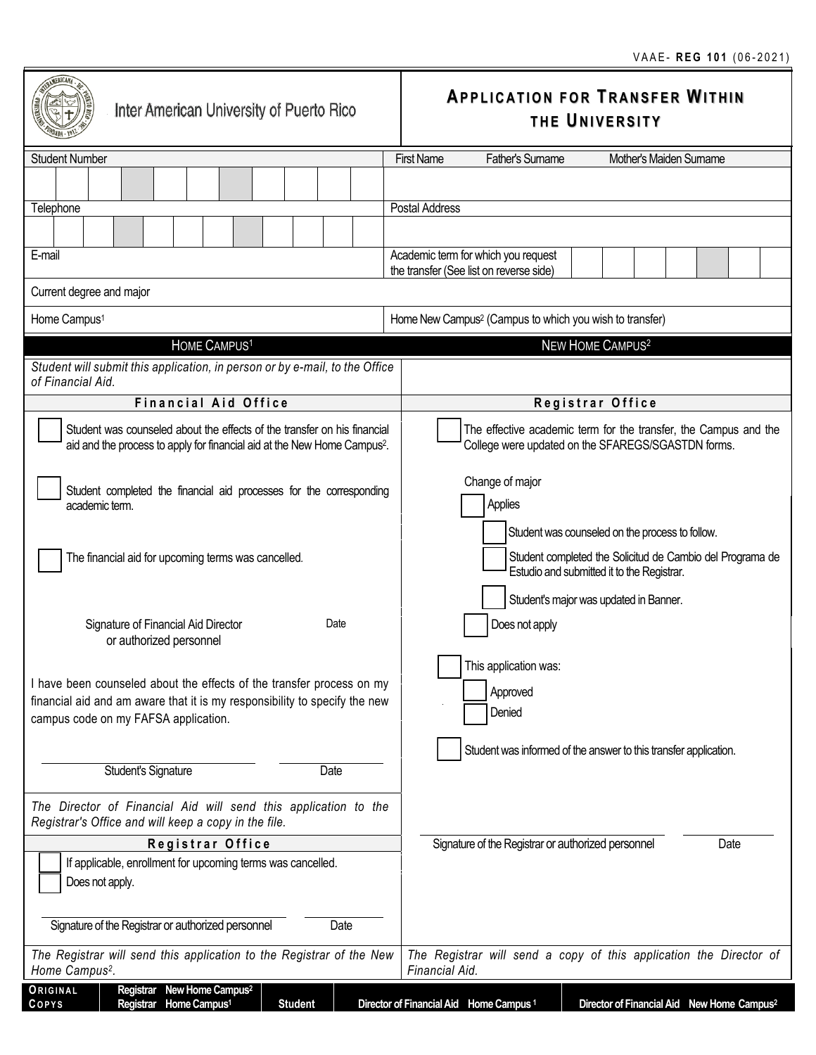VAAE- **REG 101** (06-2021)

Inter American University of Puerto Rico

# APPLICATION FOR TRANSFER WITHIN THE UNIVERSITY

| Student Number | First Name / Father's Surname / Mother's Maiden Surname |
|---|---|
| | |
| Telephone | Postal Address |
| | |
| E-mail | Academic term for which you request the transfer (See list on reverse side) |
| Current degree and major | |
| Home Campus[1] | Home New Campus[2] (Campus to which you wish to transfer) |

## HOME CAMPUS[1]

*Student will submit this application, in person or by e-mail, to the Office of Financial Aid.*

### Financial Aid Office

- ☐ Student was counseled about the effects of the transfer on his financial aid and the process to apply for financial aid at the New Home Campus[2].
- ☐ Student completed the financial aid processes for the corresponding academic term.
- ☐ The financial aid for upcoming terms was cancelled.

Signature of Financial Aid Director or authorized personnel ______ Date ______

I have been counseled about the effects of the transfer process on my financial aid and am aware that it is my responsibility to specify the new campus code on my FAFSA application.

Student's Signature ______ Date ______

*The Director of Financial Aid will send this application to the Registrar's Office and will keep a copy in the file.*

### Registrar Office

- ☐ If applicable, enrollment for upcoming terms was cancelled.
- ☐ Does not apply.

Signature of the Registrar or authorized personnel ______ Date ______

*The Registrar will send this application to the Registrar of the New Home Campus[2].*

## NEW HOME CAMPUS[2]

### Registrar Office

- ☐ The effective academic term for the transfer, the Campus and the College were updated on the SFAREGS/SGASTDN forms.

Change of major

- ☐ Applies
  - ☐ Student was counseled on the process to follow.
  - ☐ Student completed the Solicitud de Cambio del Programa de Estudio and submitted it to the Registrar.
  - ☐ Student's major was updated in Banner.
- ☐ Does not apply

☐ This application was:

- ☐ Approved
- ☐ Denied

☐ Student was informed of the answer to this transfer application.

Signature of the Registrar or authorized personnel ______ Date ______

*The Registrar will send a copy of this application the Director of Financial Aid.*

| ORIGINAL / COPYS | Registrar New Home Campus[2] / Registrar Home Campus[1] | Student | Director of Financial Aid Home Campus[1] | Director of Financial Aid New Home Campus[2] |
|---|---|---|---|---|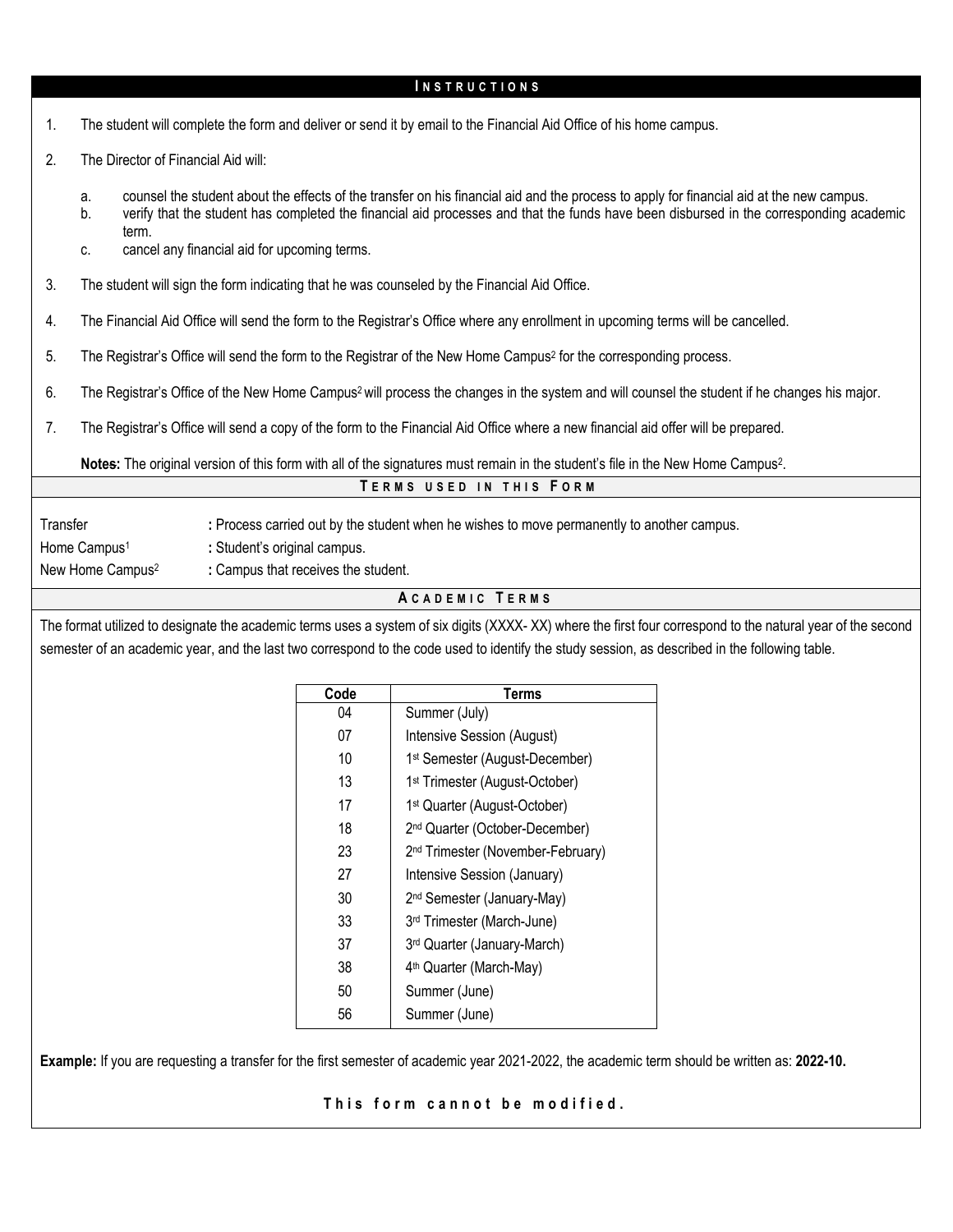## INSTRUCTIONS

1. The student will complete the form and deliver or send it by email to the Financial Aid Office of his home campus.
2. The Director of Financial Aid will:
   a. counsel the student about the effects of the transfer on his financial aid and the process to apply for financial aid at the new campus.
   b. verify that the student has completed the financial aid processes and that the funds have been disbursed in the corresponding academic term.
   c. cancel any financial aid for upcoming terms.
3. The student will sign the form indicating that he was counseled by the Financial Aid Office.
4. The Financial Aid Office will send the form to the Registrar's Office where any enrollment in upcoming terms will be cancelled.
5. The Registrar's Office will send the form to the Registrar of the New Home Campus[2] for the corresponding process.
6. The Registrar's Office of the New Home Campus[2] will process the changes in the system and will counsel the student if he changes his major.
7. The Registrar's Office will send a copy of the form to the Financial Aid Office where a new financial aid offer will be prepared.

**Notes:** The original version of this form with all of the signatures must remain in the student's file in the New Home Campus[2].

## TERMS USED IN THIS FORM

| | |
|---|---|
| Transfer | **:** Process carried out by the student when he wishes to move permanently to another campus. |
| Home Campus[1] | **:** Student's original campus. |
| New Home Campus[2] | **:** Campus that receives the student. |

## ACADEMIC TERMS

The format utilized to designate the academic terms uses a system of six digits (XXXX- XX) where the first four correspond to the natural year of the second semester of an academic year, and the last two correspond to the code used to identify the study session, as described in the following table.

| Code | Terms |
|---|---|
| 04 | Summer (July) |
| 07 | Intensive Session (August) |
| 10 | 1st Semester (August-December) |
| 13 | 1st Trimester (August-October) |
| 17 | 1st Quarter (August-October) |
| 18 | 2nd Quarter (October-December) |
| 23 | 2nd Trimester (November-February) |
| 27 | Intensive Session (January) |
| 30 | 2nd Semester (January-May) |
| 33 | 3rd Trimester (March-June) |
| 37 | 3rd Quarter (January-March) |
| 38 | 4th Quarter (March-May) |
| 50 | Summer (June) |
| 56 | Summer (June) |

**Example:** If you are requesting a transfer for the first semester of academic year 2021-2022, the academic term should be written as: **2022-10.**

**This form cannot be modified.**